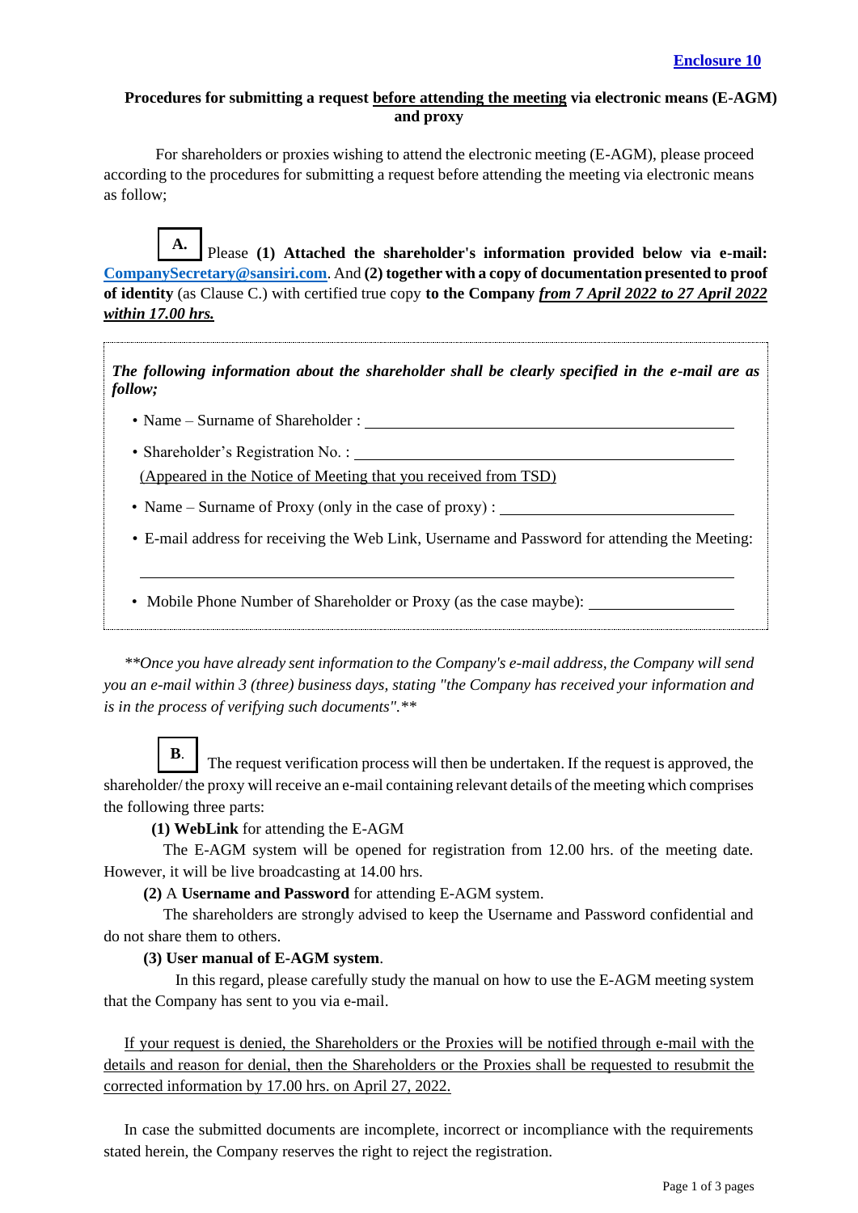**Enclosure 10**

**Procedures for submitting a request before attending the meeting via electronic means (E-AGM) and proxy**

For shareholders or proxies wishing to attend the electronic meeting (E-AGM), please proceed according to the procedures for submitting a request before attending the meeting via electronic means as follow;

**A.** Please **(1) Attached the shareholder's information provided below via e-mail: CompanySecretary@sansiri.com**. And **(2) together with a copy of documentation presented to proof of identity** (as Clause C.) with certified true copy **to the Company** ***from 7 April 2022 to 27 April 2022 within 17.00 hrs.***

***The following information about the shareholder shall be clearly specified in the e-mail are as follow;***

- Name – Surname of Shareholder : ______________________________
- Shareholder's Registration No. : ______________________________
  (Appeared in the Notice of Meeting that you received from TSD)
- Name – Surname of Proxy (only in the case of proxy) : ______________________________
- E-mail address for receiving the Web Link, Username and Password for attending the Meeting: ______________________________
- Mobile Phone Number of Shareholder or Proxy (as the case maybe): ______________________________

*\*\*Once you have already sent information to the Company's e-mail address, the Company will send you an e-mail within 3 (three) business days, stating "the Company has received your information and is in the process of verifying such documents".\*\**

**B.** The request verification process will then be undertaken. If the request is approved, the shareholder/ the proxy will receive an e-mail containing relevant details of the meeting which comprises the following three parts:

**(1) WebLink** for attending the E-AGM

The E-AGM system will be opened for registration from 12.00 hrs. of the meeting date. However, it will be live broadcasting at 14.00 hrs.

**(2)** A **Username and Password** for attending E-AGM system.

The shareholders are strongly advised to keep the Username and Password confidential and do not share them to others.

**(3) User manual of E-AGM system**.

In this regard, please carefully study the manual on how to use the E-AGM meeting system that the Company has sent to you via e-mail.

If your request is denied, the Shareholders or the Proxies will be notified through e-mail with the details and reason for denial, then the Shareholders or the Proxies shall be requested to resubmit the corrected information by 17.00 hrs. on April 27, 2022.

In case the submitted documents are incomplete, incorrect or incompliance with the requirements stated herein, the Company reserves the right to reject the registration.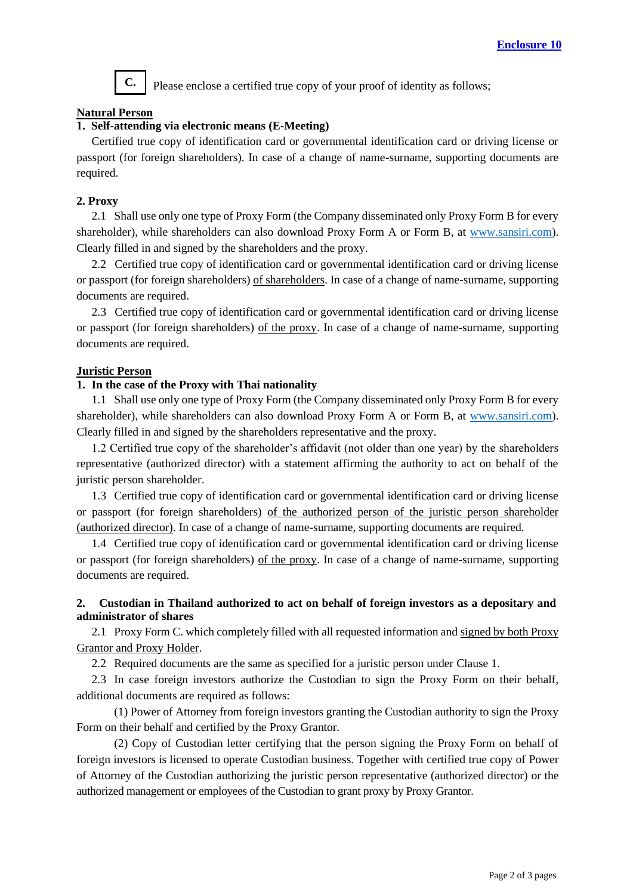**Enclosure 10**

**C.** Please enclose a certified true copy of your proof of identity as follows;

**Natural Person**

**1. Self-attending via electronic means (E-Meeting)**

Certified true copy of identification card or governmental identification card or driving license or passport (for foreign shareholders). In case of a change of name-surname, supporting documents are required.

**2. Proxy**

2.1 Shall use only one type of Proxy Form (the Company disseminated only Proxy Form B for every shareholder), while shareholders can also download Proxy Form A or Form B, at www.sansiri.com). Clearly filled in and signed by the shareholders and the proxy.

2.2 Certified true copy of identification card or governmental identification card or driving license or passport (for foreign shareholders) of shareholders. In case of a change of name-surname, supporting documents are required.

2.3 Certified true copy of identification card or governmental identification card or driving license or passport (for foreign shareholders) of the proxy. In case of a change of name-surname, supporting documents are required.

**Juristic Person**

**1. In the case of the Proxy with Thai nationality**

1.1 Shall use only one type of Proxy Form (the Company disseminated only Proxy Form B for every shareholder), while shareholders can also download Proxy Form A or Form B, at www.sansiri.com). Clearly filled in and signed by the shareholders representative and the proxy.

1.2 Certified true copy of the shareholder's affidavit (not older than one year) by the shareholders representative (authorized director) with a statement affirming the authority to act on behalf of the juristic person shareholder.

1.3 Certified true copy of identification card or governmental identification card or driving license or passport (for foreign shareholders) of the authorized person of the juristic person shareholder (authorized director). In case of a change of name-surname, supporting documents are required.

1.4 Certified true copy of identification card or governmental identification card or driving license or passport (for foreign shareholders) of the proxy. In case of a change of name-surname, supporting documents are required.

**2. Custodian in Thailand authorized to act on behalf of foreign investors as a depositary and administrator of shares**

2.1 Proxy Form C. which completely filled with all requested information and signed by both Proxy Grantor and Proxy Holder.

2.2 Required documents are the same as specified for a juristic person under Clause 1.

2.3 In case foreign investors authorize the Custodian to sign the Proxy Form on their behalf, additional documents are required as follows:

(1) Power of Attorney from foreign investors granting the Custodian authority to sign the Proxy Form on their behalf and certified by the Proxy Grantor.

(2) Copy of Custodian letter certifying that the person signing the Proxy Form on behalf of foreign investors is licensed to operate Custodian business. Together with certified true copy of Power of Attorney of the Custodian authorizing the juristic person representative (authorized director) or the authorized management or employees of the Custodian to grant proxy by Proxy Grantor.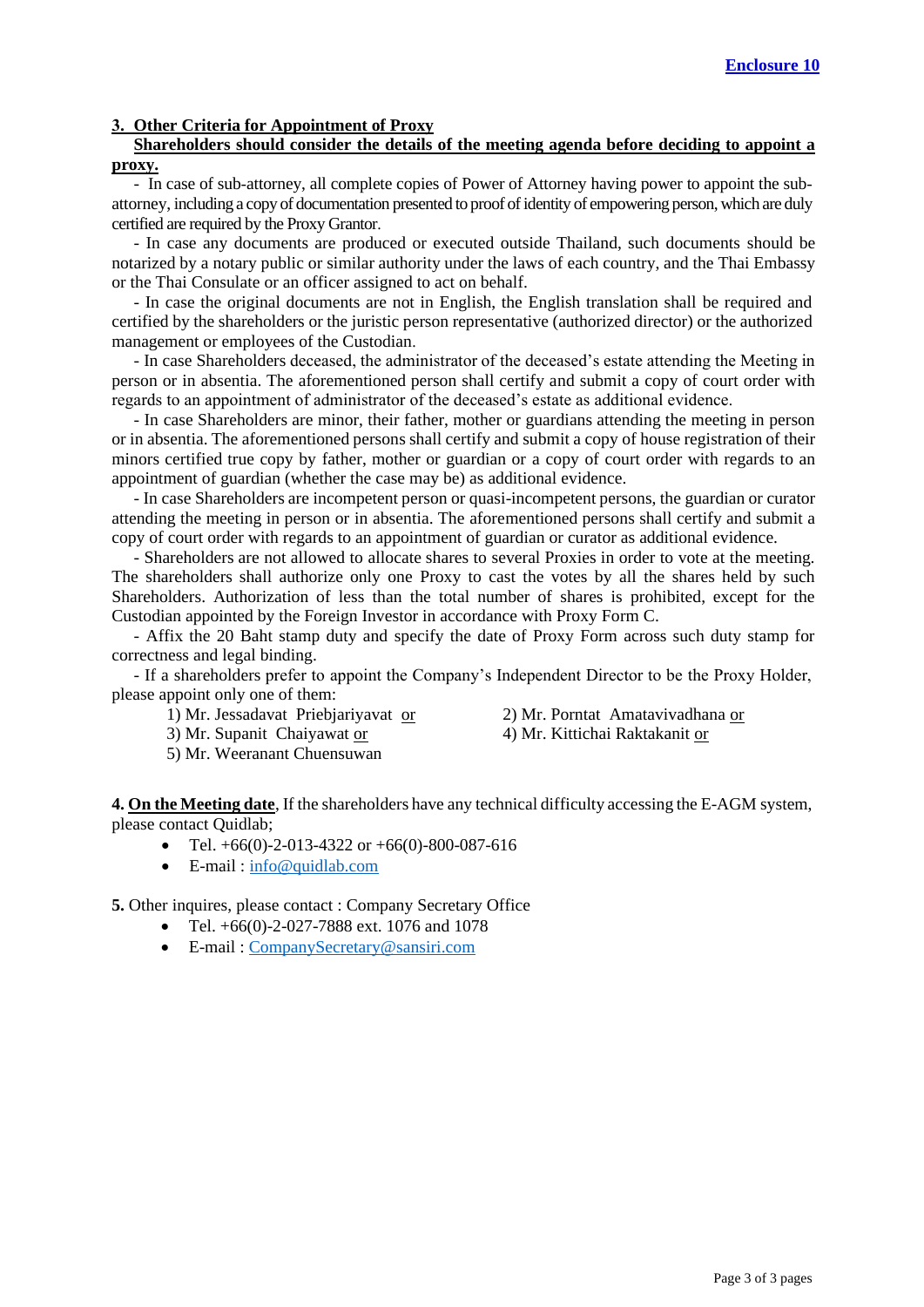**Enclosure 10**

**3. Other Criteria for Appointment of Proxy**

**Shareholders should consider the details of the meeting agenda before deciding to appoint a proxy.**

- In case of sub-attorney, all complete copies of Power of Attorney having power to appoint the sub-attorney, including a copy of documentation presented to proof of identity of empowering person, which are duly certified are required by the Proxy Grantor.
- In case any documents are produced or executed outside Thailand, such documents should be notarized by a notary public or similar authority under the laws of each country, and the Thai Embassy or the Thai Consulate or an officer assigned to act on behalf.
- In case the original documents are not in English, the English translation shall be required and certified by the shareholders or the juristic person representative (authorized director) or the authorized management or employees of the Custodian.
- In case Shareholders deceased, the administrator of the deceased's estate attending the Meeting in person or in absentia. The aforementioned person shall certify and submit a copy of court order with regards to an appointment of administrator of the deceased's estate as additional evidence.
- In case Shareholders are minor, their father, mother or guardians attending the meeting in person or in absentia. The aforementioned persons shall certify and submit a copy of house registration of their minors certified true copy by father, mother or guardian or a copy of court order with regards to an appointment of guardian (whether the case may be) as additional evidence.
- In case Shareholders are incompetent person or quasi-incompetent persons, the guardian or curator attending the meeting in person or in absentia. The aforementioned persons shall certify and submit a copy of court order with regards to an appointment of guardian or curator as additional evidence.
- Shareholders are not allowed to allocate shares to several Proxies in order to vote at the meeting. The shareholders shall authorize only one Proxy to cast the votes by all the shares held by such Shareholders. Authorization of less than the total number of shares is prohibited, except for the Custodian appointed by the Foreign Investor in accordance with Proxy Form C.
- Affix the 20 Baht stamp duty and specify the date of Proxy Form across such duty stamp for correctness and legal binding.
- If a shareholders prefer to appoint the Company's Independent Director to be the Proxy Holder, please appoint only one of them:

1) Mr. Jessadavat Priebjariyavat or
2) Mr. Porntat Amatavivadhana or
3) Mr. Supanit Chaiyawat or
4) Mr. Kittichai Raktakanit or
5) Mr. Weeranant Chuensuwan

**4. On the Meeting date**, If the shareholders have any technical difficulty accessing the E-AGM system, please contact Quidlab;

- Tel. +66(0)-2-013-4322 or +66(0)-800-087-616
- E-mail : info@quidlab.com

**5.** Other inquires, please contact : Company Secretary Office

- Tel. +66(0)-2-027-7888 ext. 1076 and 1078
- E-mail : CompanySecretary@sansiri.com